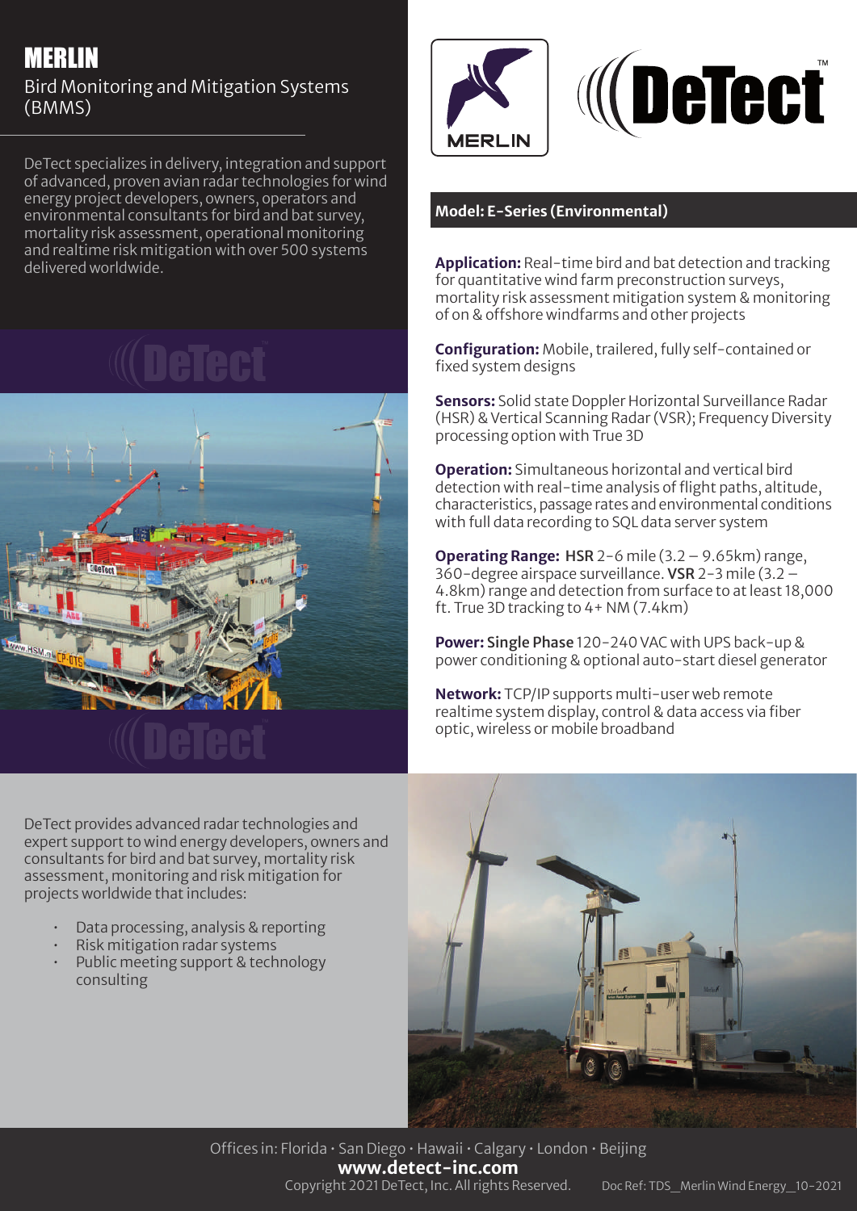# MERLIN

## Bird Monitoring and Mitigation Systems (BMMS)

DeTect specializes in delivery, integration and support of advanced, proven avian radar technologies for wind energy project developers, owners, operators and environmental consultants for bird and bat survey, mortality risk assessment, operational monitoring and realtime risk mitigation with over 500 systems delivered worldwide.

### Model: E-Series (Environmental)

**Application:** Real-time bird and bat detection and tracking for quantitative wind farm preconstruction surveys, mortality risk assessment mitigation system & monitoring of on & offshore windfarms and other projects

**Configuration:** Mobile, trailered, fully self-contained or fixed system designs

**Sensors:** Solid state Doppler Horizontal Surveillance Radar (HSR) & Vertical Scanning Radar (VSR); Frequency Diversity processing option with True 3D

**Operation:** Simultaneous horizontal and vertical bird detection with real-time analysis of flight paths, altitude, characteristics, passage rates and environmental conditions with full data recording to SQL data server system

**Operating Range:** **HSR** 2-6 mile (3.2 – 9.65km) range, 360-degree airspace surveillance. **VSR** 2-3 mile (3.2 – 4.8km) range and detection from surface to at least 18,000 ft. True 3D tracking to 4+ NM (7.4km)

**Power: Single Phase** 120-240 VAC with UPS back-up & power conditioning & optional auto-start diesel generator

**Network:** TCP/IP supports multi-user web remote realtime system display, control & data access via fiber optic, wireless or mobile broadband

DeTect provides advanced radar technologies and expert support to wind energy developers, owners and consultants for bird and bat survey, mortality risk assessment, monitoring and risk mitigation for projects worldwide that includes:

- Data processing, analysis & reporting
- Risk mitigation radar systems
- Public meeting support & technology consulting

Offices in: Florida · San Diego · Hawaii · Calgary · London · Beijing

**www.detect-inc.com**

Copyright 2021 DeTect, Inc. All rights Reserved. Doc Ref: TDS_Merlin Wind Energy_10-2021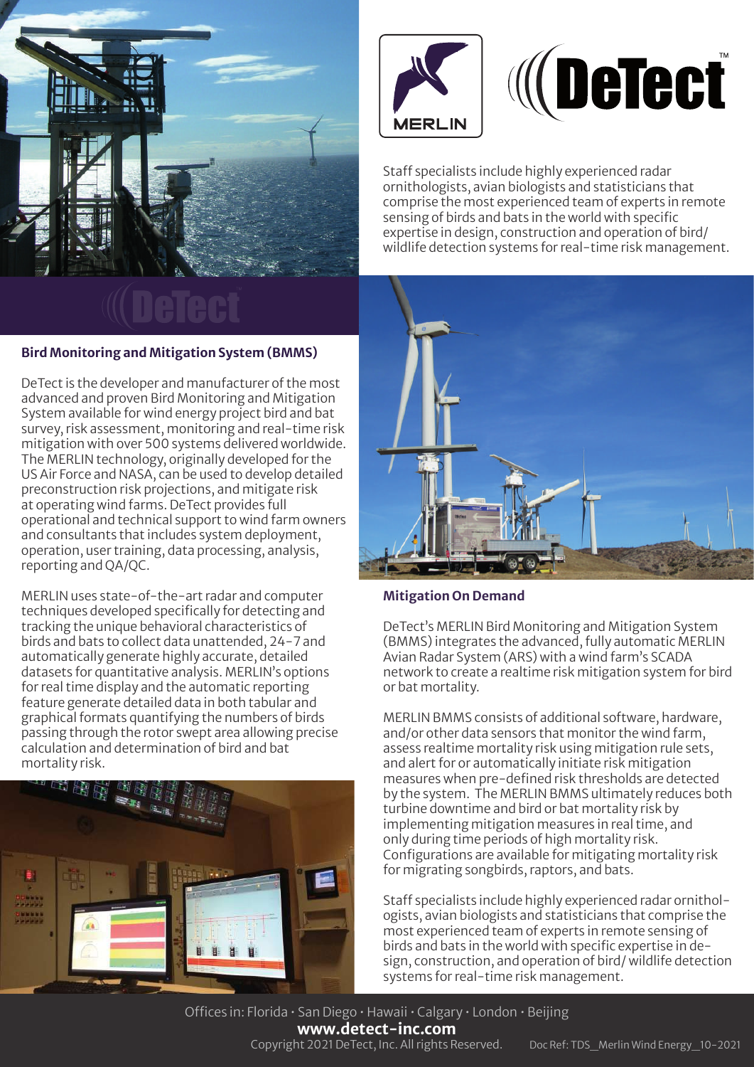Staff specialists include highly experienced radar ornithologists, avian biologists and statisticians that comprise the most experienced team of experts in remote sensing of birds and bats in the world with specific expertise in design, construction and operation of bird/ wildlife detection systems for real-time risk management.

## Bird Monitoring and Mitigation System (BMMS)

DeTect is the developer and manufacturer of the most advanced and proven Bird Monitoring and Mitigation System available for wind energy project bird and bat survey, risk assessment, monitoring and real-time risk mitigation with over 500 systems delivered worldwide. The MERLIN technology, originally developed for the US Air Force and NASA, can be used to develop detailed preconstruction risk projections, and mitigate risk at operating wind farms. DeTect provides full operational and technical support to wind farm owners and consultants that includes system deployment, operation, user training, data processing, analysis, reporting and QA/QC.

MERLIN uses state-of-the-art radar and computer techniques developed specifically for detecting and tracking the unique behavioral characteristics of birds and bats to collect data unattended, 24-7 and automatically generate highly accurate, detailed datasets for quantitative analysis. MERLIN's options for real time display and the automatic reporting feature generate detailed data in both tabular and graphical formats quantifying the numbers of birds passing through the rotor swept area allowing precise calculation and determination of bird and bat mortality risk.

## Mitigation On Demand

DeTect's MERLIN Bird Monitoring and Mitigation System (BMMS) integrates the advanced, fully automatic MERLIN Avian Radar System (ARS) with a wind farm's SCADA network to create a realtime risk mitigation system for bird or bat mortality.

MERLIN BMMS consists of additional software, hardware, and/or other data sensors that monitor the wind farm, assess realtime mortality risk using mitigation rule sets, and alert for or automatically initiate risk mitigation measures when pre-defined risk thresholds are detected by the system. The MERLIN BMMS ultimately reduces both turbine downtime and bird or bat mortality risk by implementing mitigation measures in real time, and only during time periods of high mortality risk. Configurations are available for mitigating mortality risk for migrating songbirds, raptors, and bats.

Staff specialists include highly experienced radar ornithologists, avian biologists and statisticians that comprise the most experienced team of experts in remote sensing of birds and bats in the world with specific expertise in design, construction, and operation of bird/ wildlife detection systems for real-time risk management.

Offices in: Florida · San Diego · Hawaii · Calgary · London · Beijing

**www.detect-inc.com**

Copyright 2021 DeTect, Inc. All rights Reserved. Doc Ref: TDS_Merlin Wind Energy_10-2021